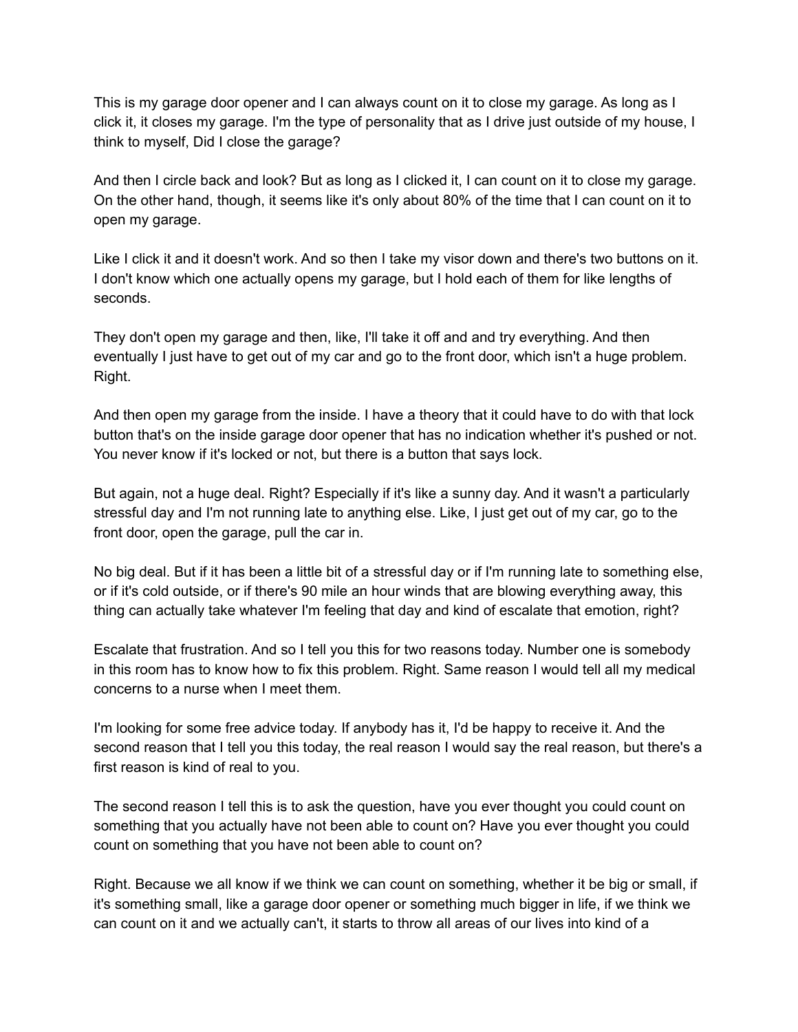This is my garage door opener and I can always count on it to close my garage. As long as I click it, it closes my garage. I'm the type of personality that as I drive just outside of my house, I think to myself, Did I close the garage?

And then I circle back and look? But as long as I clicked it, I can count on it to close my garage. On the other hand, though, it seems like it's only about 80% of the time that I can count on it to open my garage.

Like I click it and it doesn't work. And so then I take my visor down and there's two buttons on it. I don't know which one actually opens my garage, but I hold each of them for like lengths of seconds.

They don't open my garage and then, like, I'll take it off and and try everything. And then eventually I just have to get out of my car and go to the front door, which isn't a huge problem. Right.

And then open my garage from the inside. I have a theory that it could have to do with that lock button that's on the inside garage door opener that has no indication whether it's pushed or not. You never know if it's locked or not, but there is a button that says lock.

But again, not a huge deal. Right? Especially if it's like a sunny day. And it wasn't a particularly stressful day and I'm not running late to anything else. Like, I just get out of my car, go to the front door, open the garage, pull the car in.

No big deal. But if it has been a little bit of a stressful day or if I'm running late to something else, or if it's cold outside, or if there's 90 mile an hour winds that are blowing everything away, this thing can actually take whatever I'm feeling that day and kind of escalate that emotion, right?

Escalate that frustration. And so I tell you this for two reasons today. Number one is somebody in this room has to know how to fix this problem. Right. Same reason I would tell all my medical concerns to a nurse when I meet them.

I'm looking for some free advice today. If anybody has it, I'd be happy to receive it. And the second reason that I tell you this today, the real reason I would say the real reason, but there's a first reason is kind of real to you.

The second reason I tell this is to ask the question, have you ever thought you could count on something that you actually have not been able to count on? Have you ever thought you could count on something that you have not been able to count on?

Right. Because we all know if we think we can count on something, whether it be big or small, if it's something small, like a garage door opener or something much bigger in life, if we think we can count on it and we actually can't, it starts to throw all areas of our lives into kind of a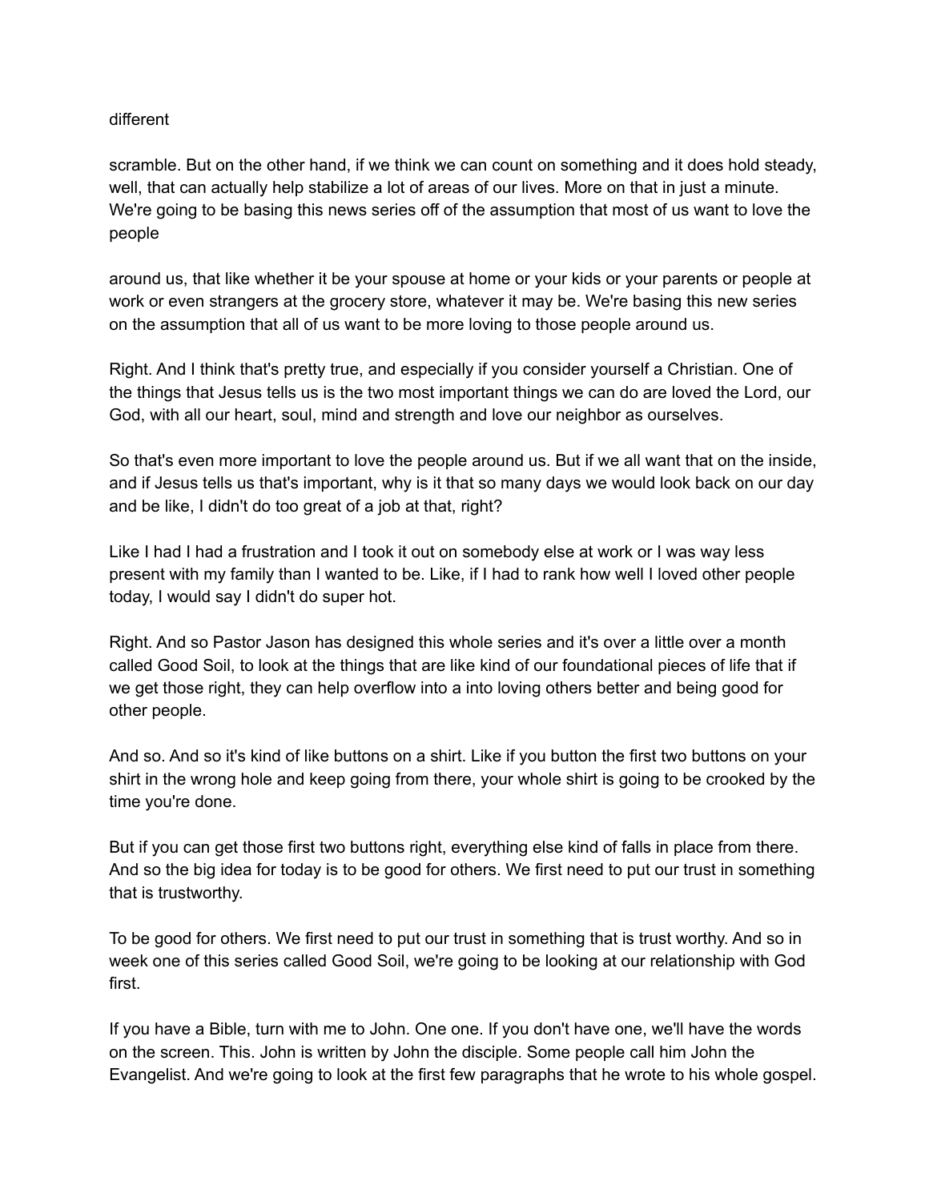different

scramble. But on the other hand, if we think we can count on something and it does hold steady, well, that can actually help stabilize a lot of areas of our lives. More on that in just a minute. We're going to be basing this news series off of the assumption that most of us want to love the people

around us, that like whether it be your spouse at home or your kids or your parents or people at work or even strangers at the grocery store, whatever it may be. We're basing this new series on the assumption that all of us want to be more loving to those people around us.

Right. And I think that's pretty true, and especially if you consider yourself a Christian. One of the things that Jesus tells us is the two most important things we can do are loved the Lord, our God, with all our heart, soul, mind and strength and love our neighbor as ourselves.

So that's even more important to love the people around us. But if we all want that on the inside, and if Jesus tells us that's important, why is it that so many days we would look back on our day and be like, I didn't do too great of a job at that, right?

Like I had I had a frustration and I took it out on somebody else at work or I was way less present with my family than I wanted to be. Like, if I had to rank how well I loved other people today, I would say I didn't do super hot.

Right. And so Pastor Jason has designed this whole series and it's over a little over a month called Good Soil, to look at the things that are like kind of our foundational pieces of life that if we get those right, they can help overflow into a into loving others better and being good for other people.

And so. And so it's kind of like buttons on a shirt. Like if you button the first two buttons on your shirt in the wrong hole and keep going from there, your whole shirt is going to be crooked by the time you're done.

But if you can get those first two buttons right, everything else kind of falls in place from there. And so the big idea for today is to be good for others. We first need to put our trust in something that is trustworthy.

To be good for others. We first need to put our trust in something that is trust worthy. And so in week one of this series called Good Soil, we're going to be looking at our relationship with God first.

If you have a Bible, turn with me to John. One one. If you don't have one, we'll have the words on the screen. This. John is written by John the disciple. Some people call him John the Evangelist. And we're going to look at the first few paragraphs that he wrote to his whole gospel.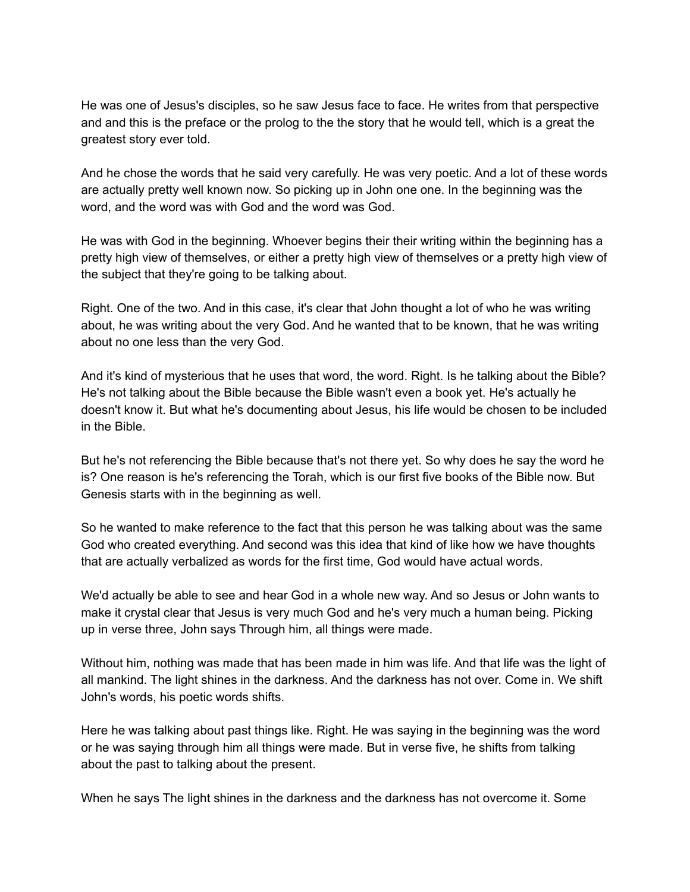He was one of Jesus's disciples, so he saw Jesus face to face. He writes from that perspective and and this is the preface or the prolog to the the story that he would tell, which is a great the greatest story ever told.

And he chose the words that he said very carefully. He was very poetic. And a lot of these words are actually pretty well known now. So picking up in John one one. In the beginning was the word, and the word was with God and the word was God.

He was with God in the beginning. Whoever begins their their writing within the beginning has a pretty high view of themselves, or either a pretty high view of themselves or a pretty high view of the subject that they're going to be talking about.

Right. One of the two. And in this case, it's clear that John thought a lot of who he was writing about, he was writing about the very God. And he wanted that to be known, that he was writing about no one less than the very God.

And it's kind of mysterious that he uses that word, the word. Right. Is he talking about the Bible? He's not talking about the Bible because the Bible wasn't even a book yet. He's actually he doesn't know it. But what he's documenting about Jesus, his life would be chosen to be included in the Bible.

But he's not referencing the Bible because that's not there yet. So why does he say the word he is? One reason is he's referencing the Torah, which is our first five books of the Bible now. But Genesis starts with in the beginning as well.

So he wanted to make reference to the fact that this person he was talking about was the same God who created everything. And second was this idea that kind of like how we have thoughts that are actually verbalized as words for the first time, God would have actual words.

We'd actually be able to see and hear God in a whole new way. And so Jesus or John wants to make it crystal clear that Jesus is very much God and he's very much a human being. Picking up in verse three, John says Through him, all things were made.

Without him, nothing was made that has been made in him was life. And that life was the light of all mankind. The light shines in the darkness. And the darkness has not over. Come in. We shift John's words, his poetic words shifts.

Here he was talking about past things like. Right. He was saying in the beginning was the word or he was saying through him all things were made. But in verse five, he shifts from talking about the past to talking about the present.

When he says The light shines in the darkness and the darkness has not overcome it. Some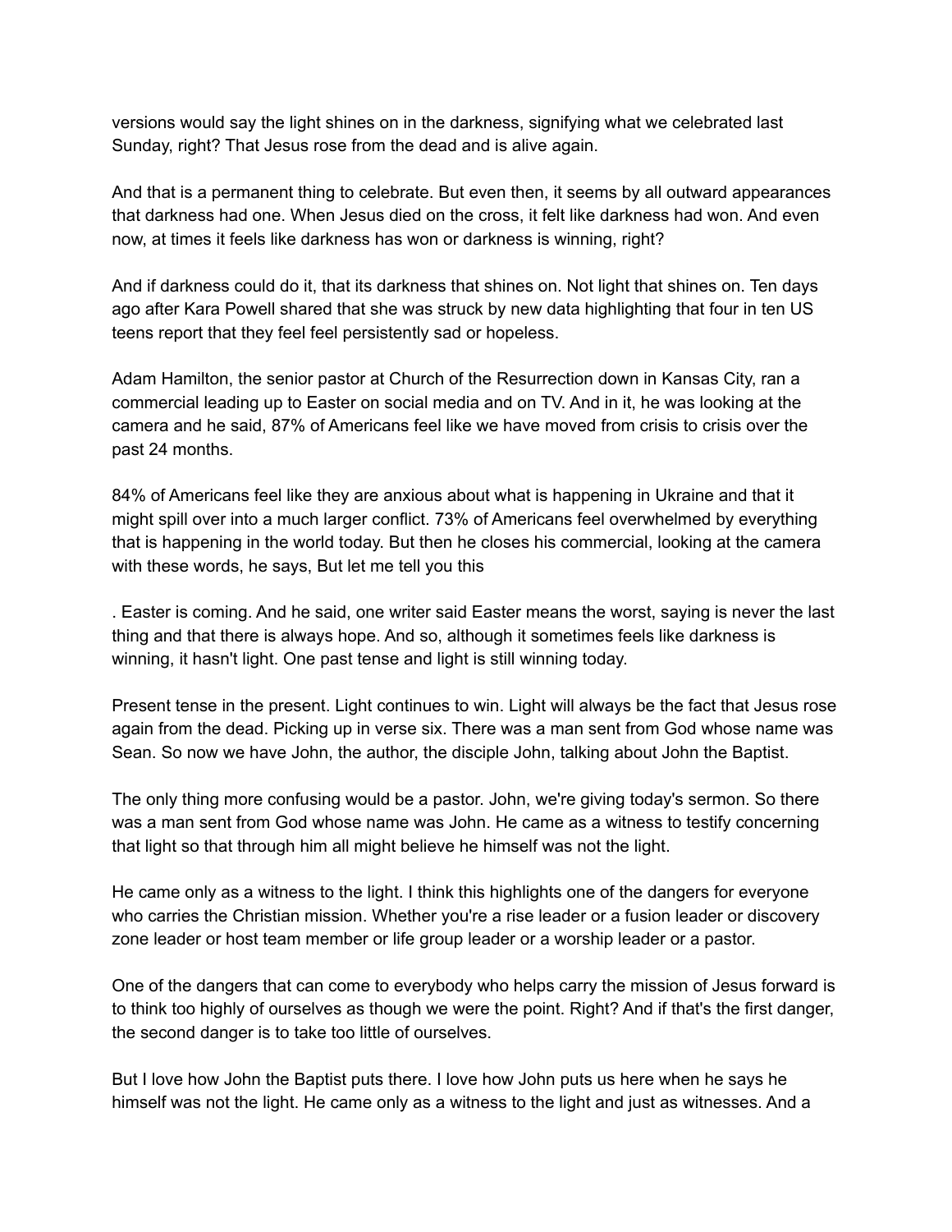versions would say the light shines on in the darkness, signifying what we celebrated last Sunday, right? That Jesus rose from the dead and is alive again.

And that is a permanent thing to celebrate. But even then, it seems by all outward appearances that darkness had one. When Jesus died on the cross, it felt like darkness had won. And even now, at times it feels like darkness has won or darkness is winning, right?

And if darkness could do it, that its darkness that shines on. Not light that shines on. Ten days ago after Kara Powell shared that she was struck by new data highlighting that four in ten US teens report that they feel feel persistently sad or hopeless.

Adam Hamilton, the senior pastor at Church of the Resurrection down in Kansas City, ran a commercial leading up to Easter on social media and on TV. And in it, he was looking at the camera and he said, 87% of Americans feel like we have moved from crisis to crisis over the past 24 months.

84% of Americans feel like they are anxious about what is happening in Ukraine and that it might spill over into a much larger conflict. 73% of Americans feel overwhelmed by everything that is happening in the world today. But then he closes his commercial, looking at the camera with these words, he says, But let me tell you this

. Easter is coming. And he said, one writer said Easter means the worst, saying is never the last thing and that there is always hope. And so, although it sometimes feels like darkness is winning, it hasn't light. One past tense and light is still winning today.

Present tense in the present. Light continues to win. Light will always be the fact that Jesus rose again from the dead. Picking up in verse six. There was a man sent from God whose name was Sean. So now we have John, the author, the disciple John, talking about John the Baptist.

The only thing more confusing would be a pastor. John, we're giving today's sermon. So there was a man sent from God whose name was John. He came as a witness to testify concerning that light so that through him all might believe he himself was not the light.

He came only as a witness to the light. I think this highlights one of the dangers for everyone who carries the Christian mission. Whether you're a rise leader or a fusion leader or discovery zone leader or host team member or life group leader or a worship leader or a pastor.

One of the dangers that can come to everybody who helps carry the mission of Jesus forward is to think too highly of ourselves as though we were the point. Right? And if that's the first danger, the second danger is to take too little of ourselves.

But I love how John the Baptist puts there. I love how John puts us here when he says he himself was not the light. He came only as a witness to the light and just as witnesses. And a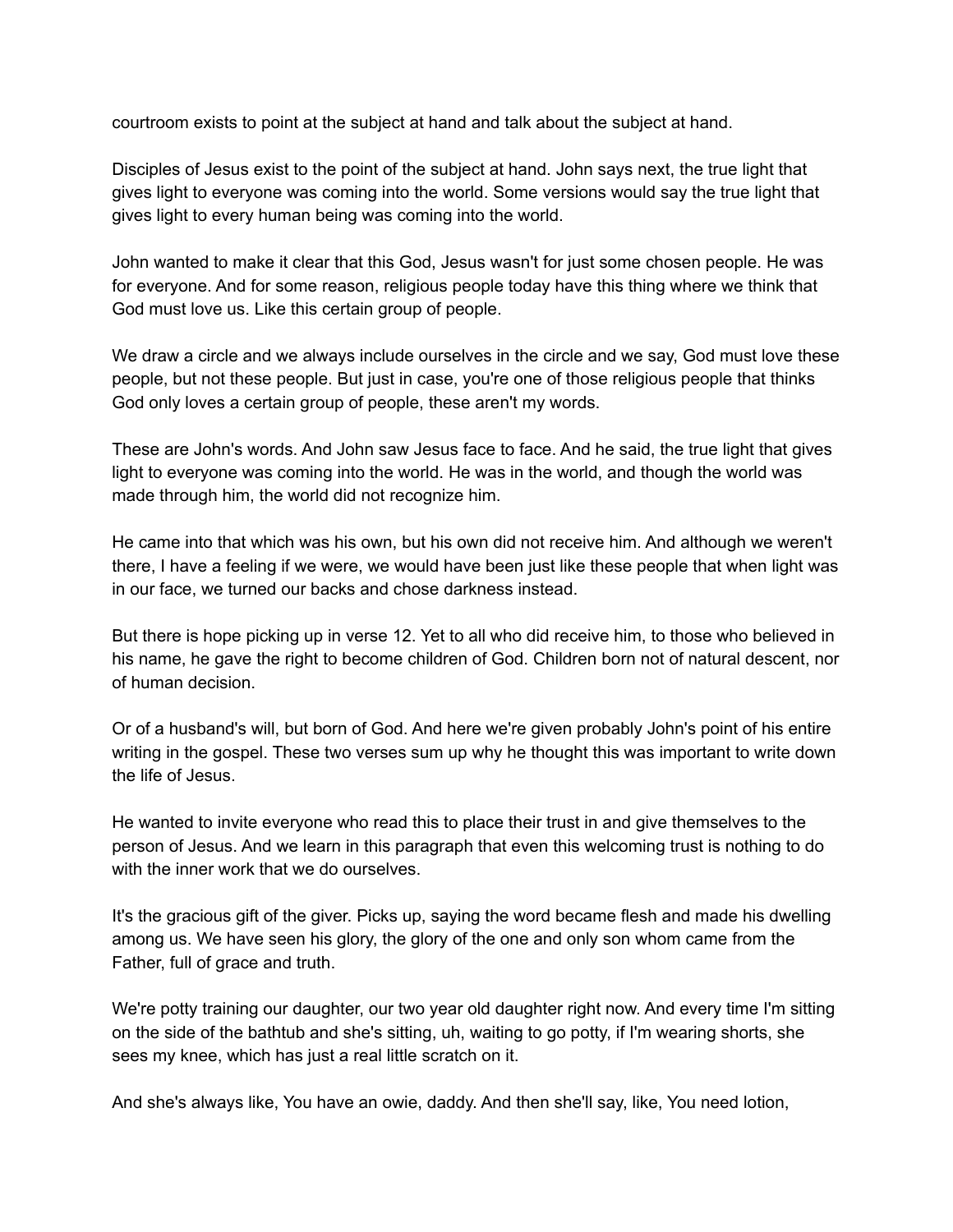courtroom exists to point at the subject at hand and talk about the subject at hand.

Disciples of Jesus exist to the point of the subject at hand. John says next, the true light that gives light to everyone was coming into the world. Some versions would say the true light that gives light to every human being was coming into the world.

John wanted to make it clear that this God, Jesus wasn't for just some chosen people. He was for everyone. And for some reason, religious people today have this thing where we think that God must love us. Like this certain group of people.

We draw a circle and we always include ourselves in the circle and we say, God must love these people, but not these people. But just in case, you're one of those religious people that thinks God only loves a certain group of people, these aren't my words.

These are John's words. And John saw Jesus face to face. And he said, the true light that gives light to everyone was coming into the world. He was in the world, and though the world was made through him, the world did not recognize him.

He came into that which was his own, but his own did not receive him. And although we weren't there, I have a feeling if we were, we would have been just like these people that when light was in our face, we turned our backs and chose darkness instead.

But there is hope picking up in verse 12. Yet to all who did receive him, to those who believed in his name, he gave the right to become children of God. Children born not of natural descent, nor of human decision.

Or of a husband's will, but born of God. And here we're given probably John's point of his entire writing in the gospel. These two verses sum up why he thought this was important to write down the life of Jesus.

He wanted to invite everyone who read this to place their trust in and give themselves to the person of Jesus. And we learn in this paragraph that even this welcoming trust is nothing to do with the inner work that we do ourselves.

It's the gracious gift of the giver. Picks up, saying the word became flesh and made his dwelling among us. We have seen his glory, the glory of the one and only son whom came from the Father, full of grace and truth.

We're potty training our daughter, our two year old daughter right now. And every time I'm sitting on the side of the bathtub and she's sitting, uh, waiting to go potty, if I'm wearing shorts, she sees my knee, which has just a real little scratch on it.

And she's always like, You have an owie, daddy. And then she'll say, like, You need lotion,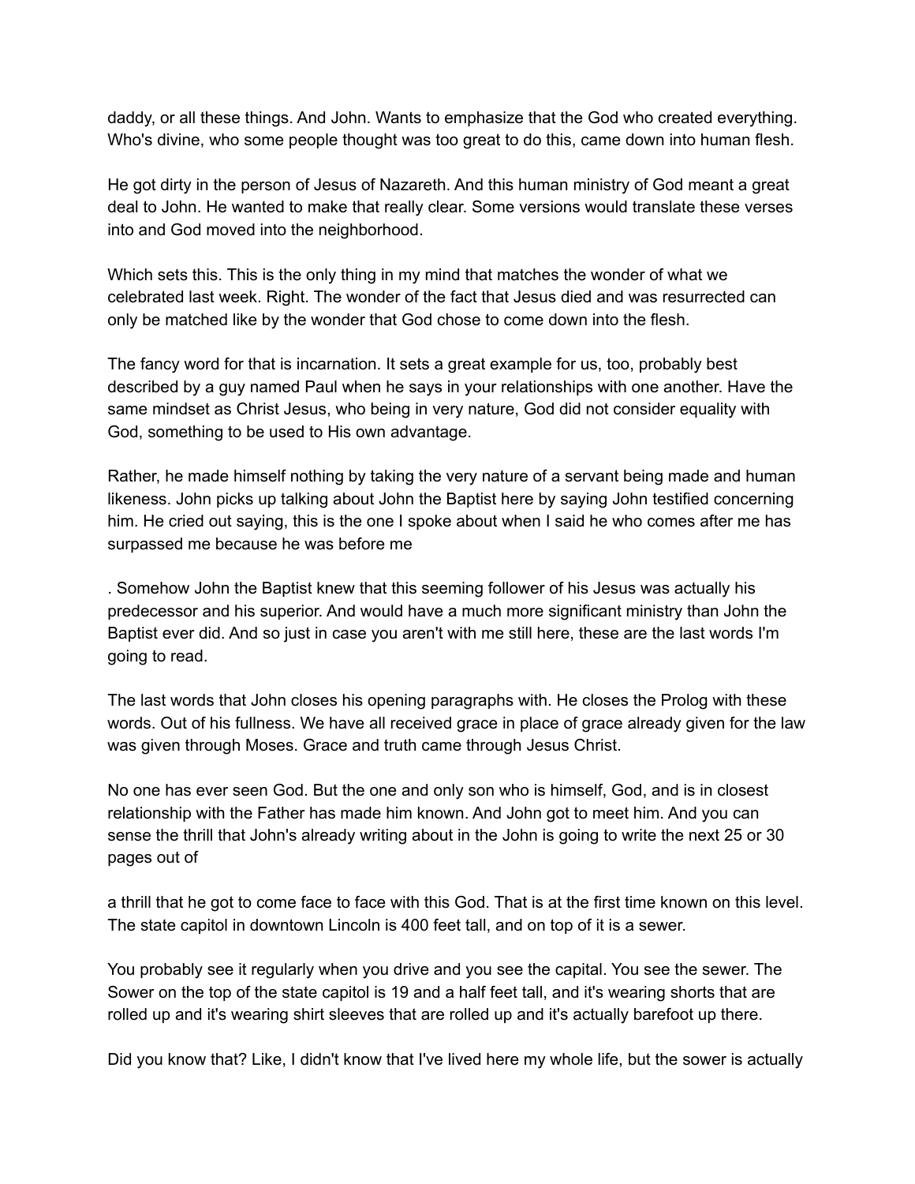daddy, or all these things. And John. Wants to emphasize that the God who created everything. Who's divine, who some people thought was too great to do this, came down into human flesh.

He got dirty in the person of Jesus of Nazareth. And this human ministry of God meant a great deal to John. He wanted to make that really clear. Some versions would translate these verses into and God moved into the neighborhood.

Which sets this. This is the only thing in my mind that matches the wonder of what we celebrated last week. Right. The wonder of the fact that Jesus died and was resurrected can only be matched like by the wonder that God chose to come down into the flesh.

The fancy word for that is incarnation. It sets a great example for us, too, probably best described by a guy named Paul when he says in your relationships with one another. Have the same mindset as Christ Jesus, who being in very nature, God did not consider equality with God, something to be used to His own advantage.

Rather, he made himself nothing by taking the very nature of a servant being made and human likeness. John picks up talking about John the Baptist here by saying John testified concerning him. He cried out saying, this is the one I spoke about when I said he who comes after me has surpassed me because he was before me

. Somehow John the Baptist knew that this seeming follower of his Jesus was actually his predecessor and his superior. And would have a much more significant ministry than John the Baptist ever did. And so just in case you aren't with me still here, these are the last words I'm going to read.

The last words that John closes his opening paragraphs with. He closes the Prolog with these words. Out of his fullness. We have all received grace in place of grace already given for the law was given through Moses. Grace and truth came through Jesus Christ.

No one has ever seen God. But the one and only son who is himself, God, and is in closest relationship with the Father has made him known. And John got to meet him. And you can sense the thrill that John's already writing about in the John is going to write the next 25 or 30 pages out of

a thrill that he got to come face to face with this God. That is at the first time known on this level. The state capitol in downtown Lincoln is 400 feet tall, and on top of it is a sewer.

You probably see it regularly when you drive and you see the capital. You see the sewer. The Sower on the top of the state capitol is 19 and a half feet tall, and it's wearing shorts that are rolled up and it's wearing shirt sleeves that are rolled up and it's actually barefoot up there.

Did you know that? Like, I didn't know that I've lived here my whole life, but the sower is actually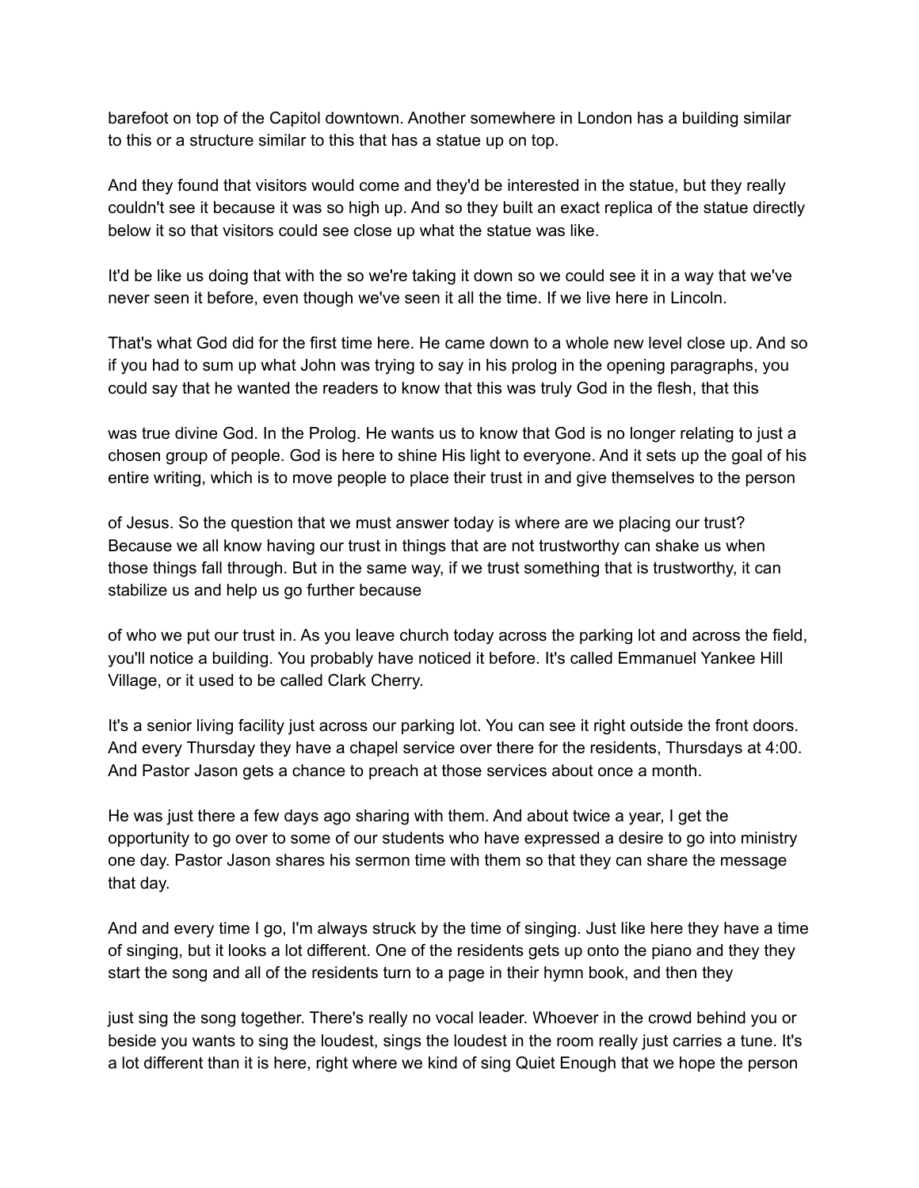barefoot on top of the Capitol downtown. Another somewhere in London has a building similar to this or a structure similar to this that has a statue up on top.

And they found that visitors would come and they'd be interested in the statue, but they really couldn't see it because it was so high up. And so they built an exact replica of the statue directly below it so that visitors could see close up what the statue was like.

It'd be like us doing that with the so we're taking it down so we could see it in a way that we've never seen it before, even though we've seen it all the time. If we live here in Lincoln.

That's what God did for the first time here. He came down to a whole new level close up. And so if you had to sum up what John was trying to say in his prolog in the opening paragraphs, you could say that he wanted the readers to know that this was truly God in the flesh, that this

was true divine God. In the Prolog. He wants us to know that God is no longer relating to just a chosen group of people. God is here to shine His light to everyone. And it sets up the goal of his entire writing, which is to move people to place their trust in and give themselves to the person

of Jesus. So the question that we must answer today is where are we placing our trust? Because we all know having our trust in things that are not trustworthy can shake us when those things fall through. But in the same way, if we trust something that is trustworthy, it can stabilize us and help us go further because

of who we put our trust in. As you leave church today across the parking lot and across the field, you'll notice a building. You probably have noticed it before. It's called Emmanuel Yankee Hill Village, or it used to be called Clark Cherry.

It's a senior living facility just across our parking lot. You can see it right outside the front doors. And every Thursday they have a chapel service over there for the residents, Thursdays at 4:00. And Pastor Jason gets a chance to preach at those services about once a month.

He was just there a few days ago sharing with them. And about twice a year, I get the opportunity to go over to some of our students who have expressed a desire to go into ministry one day. Pastor Jason shares his sermon time with them so that they can share the message that day.

And and every time I go, I'm always struck by the time of singing. Just like here they have a time of singing, but it looks a lot different. One of the residents gets up onto the piano and they they start the song and all of the residents turn to a page in their hymn book, and then they

just sing the song together. There's really no vocal leader. Whoever in the crowd behind you or beside you wants to sing the loudest, sings the loudest in the room really just carries a tune. It's a lot different than it is here, right where we kind of sing Quiet Enough that we hope the person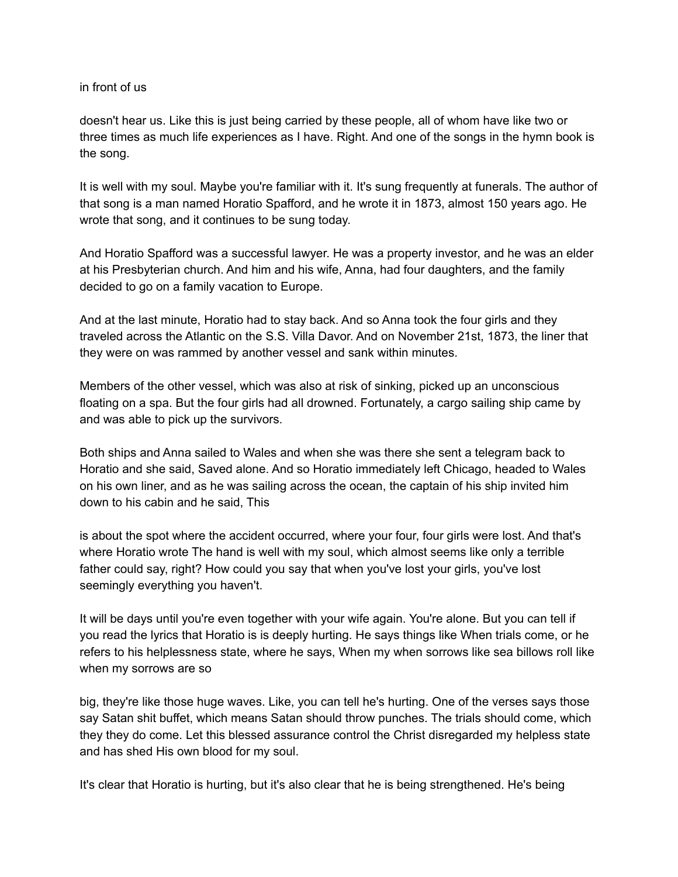in front of us

doesn't hear us. Like this is just being carried by these people, all of whom have like two or three times as much life experiences as I have. Right. And one of the songs in the hymn book is the song.

It is well with my soul. Maybe you're familiar with it. It's sung frequently at funerals. The author of that song is a man named Horatio Spafford, and he wrote it in 1873, almost 150 years ago. He wrote that song, and it continues to be sung today.

And Horatio Spafford was a successful lawyer. He was a property investor, and he was an elder at his Presbyterian church. And him and his wife, Anna, had four daughters, and the family decided to go on a family vacation to Europe.

And at the last minute, Horatio had to stay back. And so Anna took the four girls and they traveled across the Atlantic on the S.S. Villa Davor. And on November 21st, 1873, the liner that they were on was rammed by another vessel and sank within minutes.

Members of the other vessel, which was also at risk of sinking, picked up an unconscious floating on a spa. But the four girls had all drowned. Fortunately, a cargo sailing ship came by and was able to pick up the survivors.

Both ships and Anna sailed to Wales and when she was there she sent a telegram back to Horatio and she said, Saved alone. And so Horatio immediately left Chicago, headed to Wales on his own liner, and as he was sailing across the ocean, the captain of his ship invited him down to his cabin and he said, This

is about the spot where the accident occurred, where your four, four girls were lost. And that's where Horatio wrote The hand is well with my soul, which almost seems like only a terrible father could say, right? How could you say that when you've lost your girls, you've lost seemingly everything you haven't.

It will be days until you're even together with your wife again. You're alone. But you can tell if you read the lyrics that Horatio is is deeply hurting. He says things like When trials come, or he refers to his helplessness state, where he says, When my when sorrows like sea billows roll like when my sorrows are so

big, they're like those huge waves. Like, you can tell he's hurting. One of the verses says those say Satan shit buffet, which means Satan should throw punches. The trials should come, which they they do come. Let this blessed assurance control the Christ disregarded my helpless state and has shed His own blood for my soul.

It's clear that Horatio is hurting, but it's also clear that he is being strengthened. He's being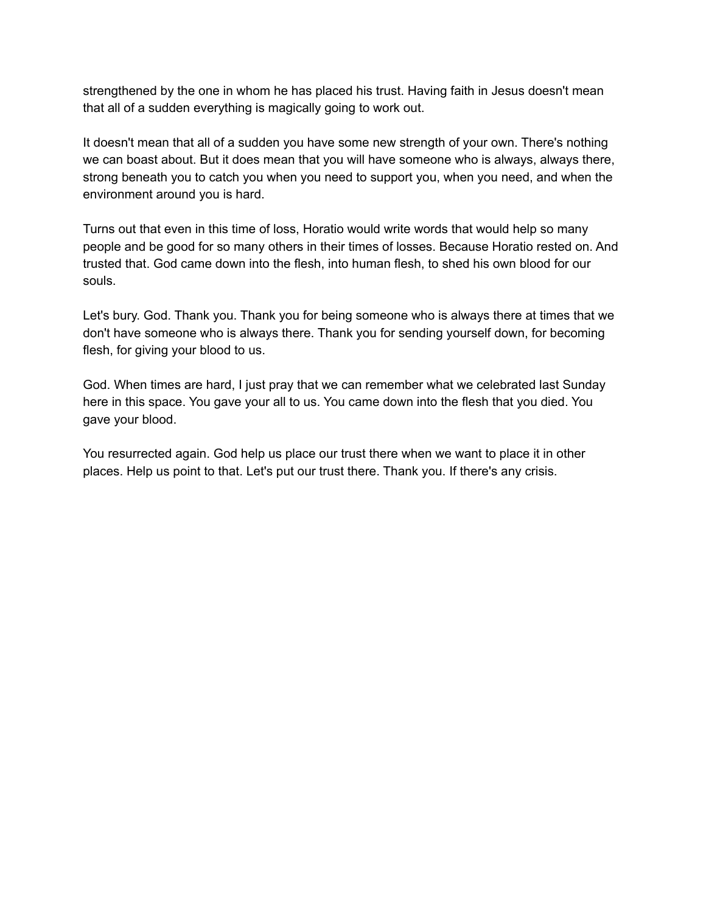strengthened by the one in whom he has placed his trust. Having faith in Jesus doesn't mean that all of a sudden everything is magically going to work out.

It doesn't mean that all of a sudden you have some new strength of your own. There's nothing we can boast about. But it does mean that you will have someone who is always, always there, strong beneath you to catch you when you need to support you, when you need, and when the environment around you is hard.

Turns out that even in this time of loss, Horatio would write words that would help so many people and be good for so many others in their times of losses. Because Horatio rested on. And trusted that. God came down into the flesh, into human flesh, to shed his own blood for our souls.

Let's bury. God. Thank you. Thank you for being someone who is always there at times that we don't have someone who is always there. Thank you for sending yourself down, for becoming flesh, for giving your blood to us.

God. When times are hard, I just pray that we can remember what we celebrated last Sunday here in this space. You gave your all to us. You came down into the flesh that you died. You gave your blood.

You resurrected again. God help us place our trust there when we want to place it in other places. Help us point to that. Let's put our trust there. Thank you. If there's any crisis.